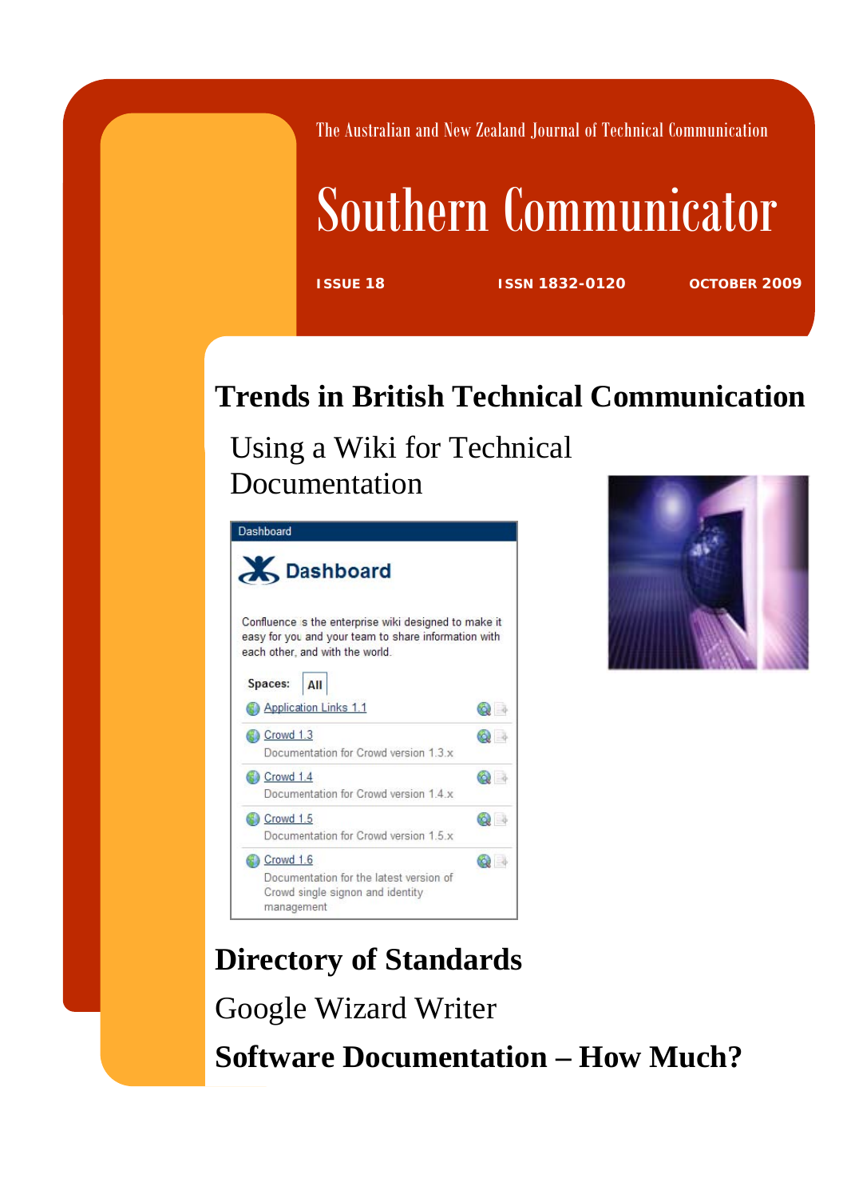The Australian and New Zealand Journal of Technical Communication

# Southern Communicator

**ISSUE 18** **ISSN 1832-0120** **OCTOBER 2009**

## Trends in British Technical Communication

Using a Wiki for Technical Documentation

## Directory of Standards

Google Wizard Writer

## Software Documentation – How Much?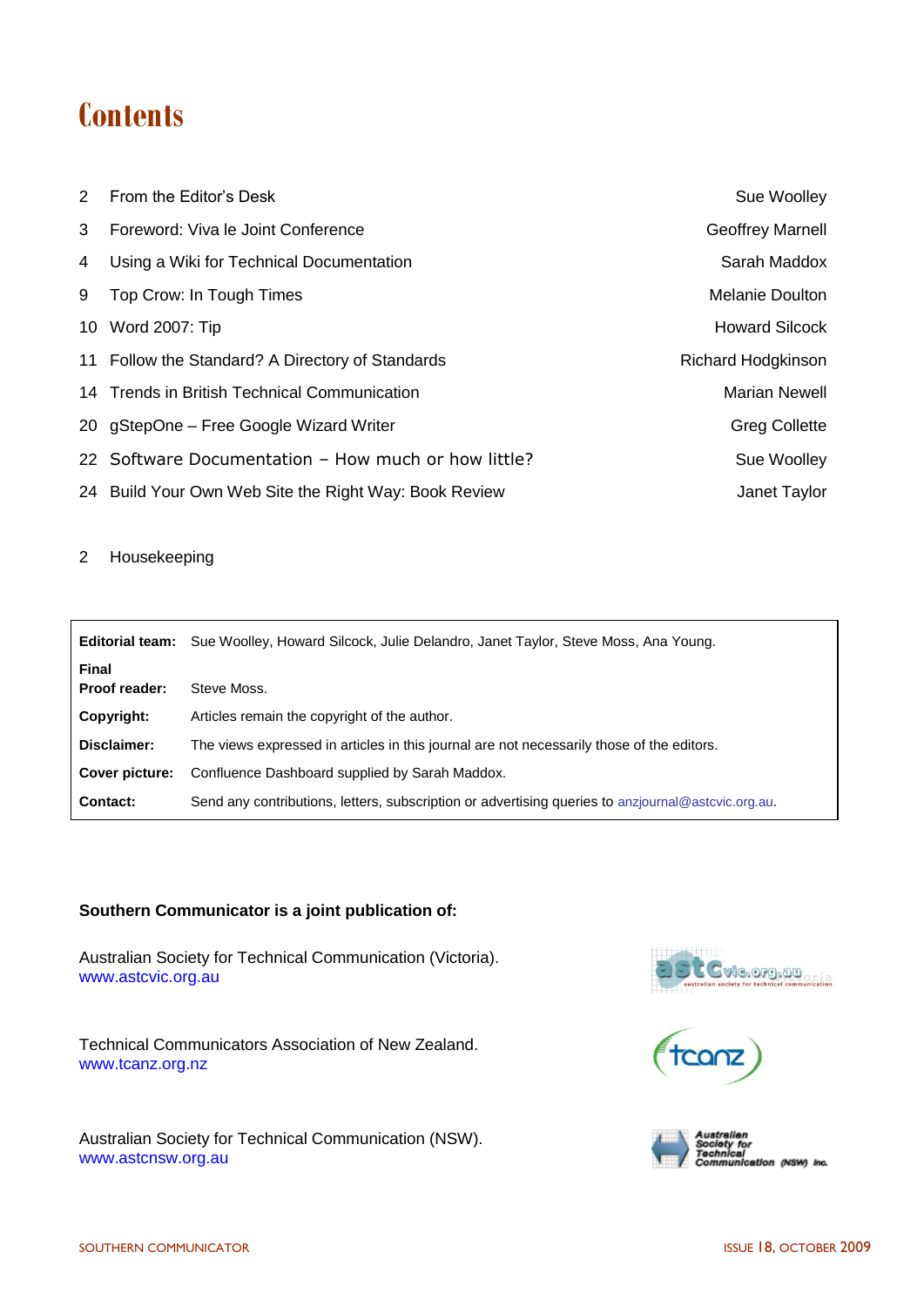# Contents

| | | |
|---|---|---|
| 2 | From the Editor's Desk | Sue Woolley |
| 3 | Foreword: Viva le Joint Conference | Geoffrey Marnell |
| 4 | Using a Wiki for Technical Documentation | Sarah Maddox |
| 9 | Top Crow: In Tough Times | Melanie Doulton |
| 10 | Word 2007: Tip | Howard Silcock |
| 11 | Follow the Standard? A Directory of Standards | Richard Hodgkinson |
| 14 | Trends in British Technical Communication | Marian Newell |
| 20 | gStepOne – Free Google Wizard Writer | Greg Collette |
| 22 | Software Documentation – How much or how little? | Sue Woolley |
| 24 | Build Your Own Web Site the Right Way: Book Review | Janet Taylor |

2 Housekeeping

| | |
|---|---|
| **Editorial team:** | Sue Woolley, Howard Silcock, Julie Delandro, Janet Taylor, Steve Moss, Ana Young. |
| **Final Proof reader:** | Steve Moss. |
| **Copyright:** | Articles remain the copyright of the author. |
| **Disclaimer:** | The views expressed in articles in this journal are not necessarily those of the editors. |
| **Cover picture:** | Confluence Dashboard supplied by Sarah Maddox. |
| **Contact:** | Send any contributions, letters, subscription or advertising queries to anzjournal@astcvic.org.au. |

**Southern Communicator is a joint publication of:**

Australian Society for Technical Communication (Victoria).
www.astcvic.org.au

Technical Communicators Association of New Zealand.
www.tcanz.org.nz

Australian Society for Technical Communication (NSW).
www.astcnsw.org.au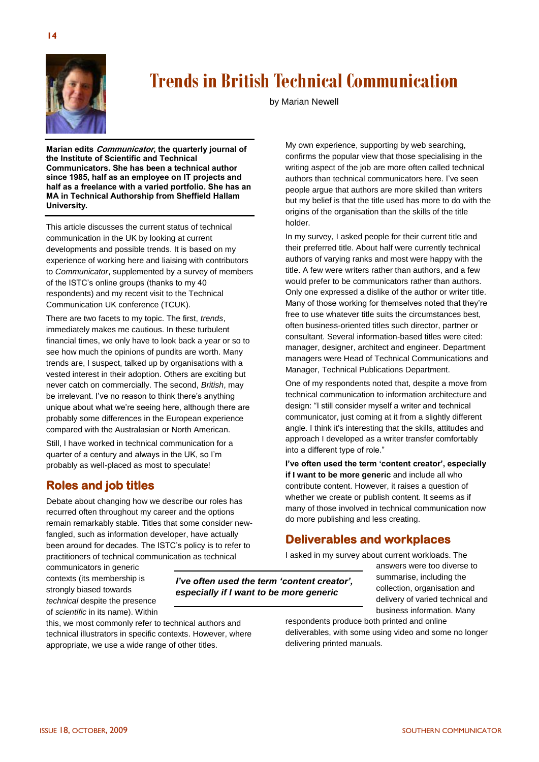# Trends in British Technical Communication

by Marian Newell

**Marian edits *Communicator*, the quarterly journal of the Institute of Scientific and Technical Communicators. She has been a technical author since 1985, half as an employee on IT projects and half as a freelance with a varied portfolio. She has an MA in Technical Authorship from Sheffield Hallam University.**

This article discusses the current status of technical communication in the UK by looking at current developments and possible trends. It is based on my experience of working here and liaising with contributors to *Communicator*, supplemented by a survey of members of the ISTC's online groups (thanks to my 40 respondents) and my recent visit to the Technical Communication UK conference (TCUK).

There are two facets to my topic. The first, *trends*, immediately makes me cautious. In these turbulent financial times, we only have to look back a year or so to see how much the opinions of pundits are worth. Many trends are, I suspect, talked up by organisations with a vested interest in their adoption. Others are exciting but never catch on commercially. The second, *British*, may be irrelevant. I've no reason to think there's anything unique about what we're seeing here, although there are probably some differences in the European experience compared with the Australasian or North American.

Still, I have worked in technical communication for a quarter of a century and always in the UK, so I'm probably as well-placed as most to speculate!

## Roles and job titles

Debate about changing how we describe our roles has recurred often throughout my career and the options remain remarkably stable. Titles that some consider new-fangled, such as information developer, have actually been around for decades. The ISTC's policy is to refer to practitioners of technical communication as technical communicators in generic contexts (its membership is strongly biased towards *technical* despite the presence of *scientific* in its name). Within this, we most commonly refer to technical authors and technical illustrators in specific contexts. However, where appropriate, we use a wide range of other titles.

My own experience, supporting by web searching, confirms the popular view that those specialising in the writing aspect of the job are more often called technical authors than technical communicators here. I've seen people argue that authors are more skilled than writers but my belief is that the title used has more to do with the origins of the organisation than the skills of the title holder.

In my survey, I asked people for their current title and their preferred title. About half were currently technical authors of varying ranks and most were happy with the title. A few were writers rather than authors, and a few would prefer to be communicators rather than authors. Only one expressed a dislike of the author or writer title. Many of those working for themselves noted that they're free to use whatever title suits the circumstances best, often business-oriented titles such director, partner or consultant. Several information-based titles were cited: manager, designer, architect and engineer. Department managers were Head of Technical Communications and Manager, Technical Publications Department.

One of my respondents noted that, despite a move from technical communication to information architecture and design: "I still consider myself a writer and technical communicator, just coming at it from a slightly different angle. I think it's interesting that the skills, attitudes and approach I developed as a writer transfer comfortably into a different type of role."

**I've often used the term 'content creator', especially if I want to be more generic** and include all who contribute content. However, it raises a question of whether we create or publish content. It seems as if many of those involved in technical communication now do more publishing and less creating.

> ***I've often used the term 'content creator', especially if I want to be more generic***

## Deliverables and workplaces

I asked in my survey about current workloads. The answers were too diverse to summarise, including the collection, organisation and delivery of varied technical and business information. Many respondents produce both printed and online deliverables, with some using video and some no longer delivering printed manuals.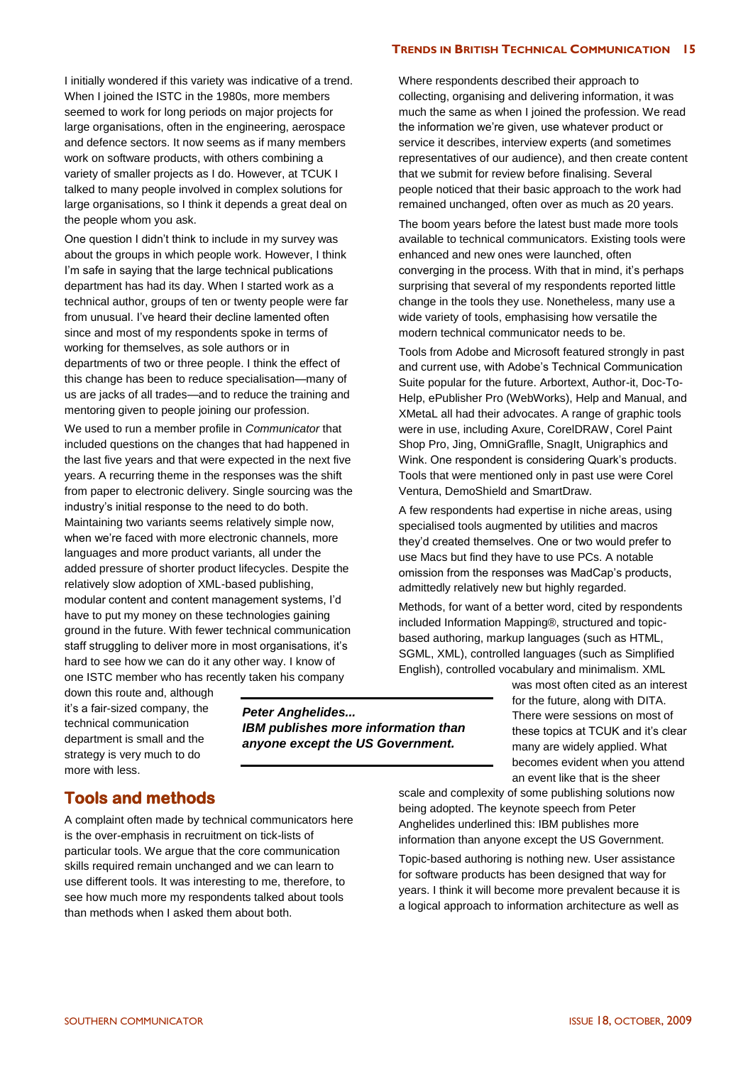I initially wondered if this variety was indicative of a trend. When I joined the ISTC in the 1980s, more members seemed to work for long periods on major projects for large organisations, often in the engineering, aerospace and defence sectors. It now seems as if many members work on software products, with others combining a variety of smaller projects as I do. However, at TCUK I talked to many people involved in complex solutions for large organisations, so I think it depends a great deal on the people whom you ask.

One question I didn't think to include in my survey was about the groups in which people work. However, I think I'm safe in saying that the large technical publications department has had its day. When I started work as a technical author, groups of ten or twenty people were far from unusual. I've heard their decline lamented often since and most of my respondents spoke in terms of working for themselves, as sole authors or in departments of two or three people. I think the effect of this change has been to reduce specialisation—many of us are jacks of all trades—and to reduce the training and mentoring given to people joining our profession.

We used to run a member profile in *Communicator* that included questions on the changes that had happened in the last five years and that were expected in the next five years. A recurring theme in the responses was the shift from paper to electronic delivery. Single sourcing was the industry's initial response to the need to do both. Maintaining two variants seems relatively simple now, when we're faced with more electronic channels, more languages and more product variants, all under the added pressure of shorter product lifecycles. Despite the relatively slow adoption of XML-based publishing, modular content and content management systems, I'd have to put my money on these technologies gaining ground in the future. With fewer technical communication staff struggling to deliver more in most organisations, it's hard to see how we can do it any other way. I know of one ISTC member who has recently taken his company down this route and, although it's a fair-sized company, the technical communication department is small and the strategy is very much to do more with less.

## Tools and methods

A complaint often made by technical communicators here is the over-emphasis in recruitment on tick-lists of particular tools. We argue that the core communication skills required remain unchanged and we can learn to use different tools. It was interesting to me, therefore, to see how much more my respondents talked about tools than methods when I asked them about both.

Where respondents described their approach to collecting, organising and delivering information, it was much the same as when I joined the profession. We read the information we're given, use whatever product or service it describes, interview experts (and sometimes representatives of our audience), and then create content that we submit for review before finalising. Several people noticed that their basic approach to the work had remained unchanged, often over as much as 20 years.

The boom years before the latest bust made more tools available to technical communicators. Existing tools were enhanced and new ones were launched, often converging in the process. With that in mind, it's perhaps surprising that several of my respondents reported little change in the tools they use. Nonetheless, many use a wide variety of tools, emphasising how versatile the modern technical communicator needs to be.

Tools from Adobe and Microsoft featured strongly in past and current use, with Adobe's Technical Communication Suite popular for the future. Arbortext, Author-it, Doc-To-Help, ePublisher Pro (WebWorks), Help and Manual, and XMetaL all had their advocates. A range of graphic tools were in use, including Axure, CorelDRAW, Corel Paint Shop Pro, Jing, OmniGraflle, SnagIt, Unigraphics and Wink. One respondent is considering Quark's products. Tools that were mentioned only in past use were Corel Ventura, DemoShield and SmartDraw.

A few respondents had expertise in niche areas, using specialised tools augmented by utilities and macros they'd created themselves. One or two would prefer to use Macs but find they have to use PCs. A notable omission from the responses was MadCap's products, admittedly relatively new but highly regarded.

Methods, for want of a better word, cited by respondents included Information Mapping®, structured and topic-based authoring, markup languages (such as HTML, SGML, XML), controlled languages (such as Simplified English), controlled vocabulary and minimalism. XML was most often cited as an interest for the future, along with DITA. There were sessions on most of these topics at TCUK and it's clear many are widely applied. What becomes evident when you attend an event like that is the sheer scale and complexity of some publishing solutions now being adopted. The keynote speech from Peter Anghelides underlined this: IBM publishes more information than anyone except the US Government.

> ***Peter Anghelides... IBM publishes more information than anyone except the US Government.***

Topic-based authoring is nothing new. User assistance for software products has been designed that way for years. I think it will become more prevalent because it is a logical approach to information architecture as well as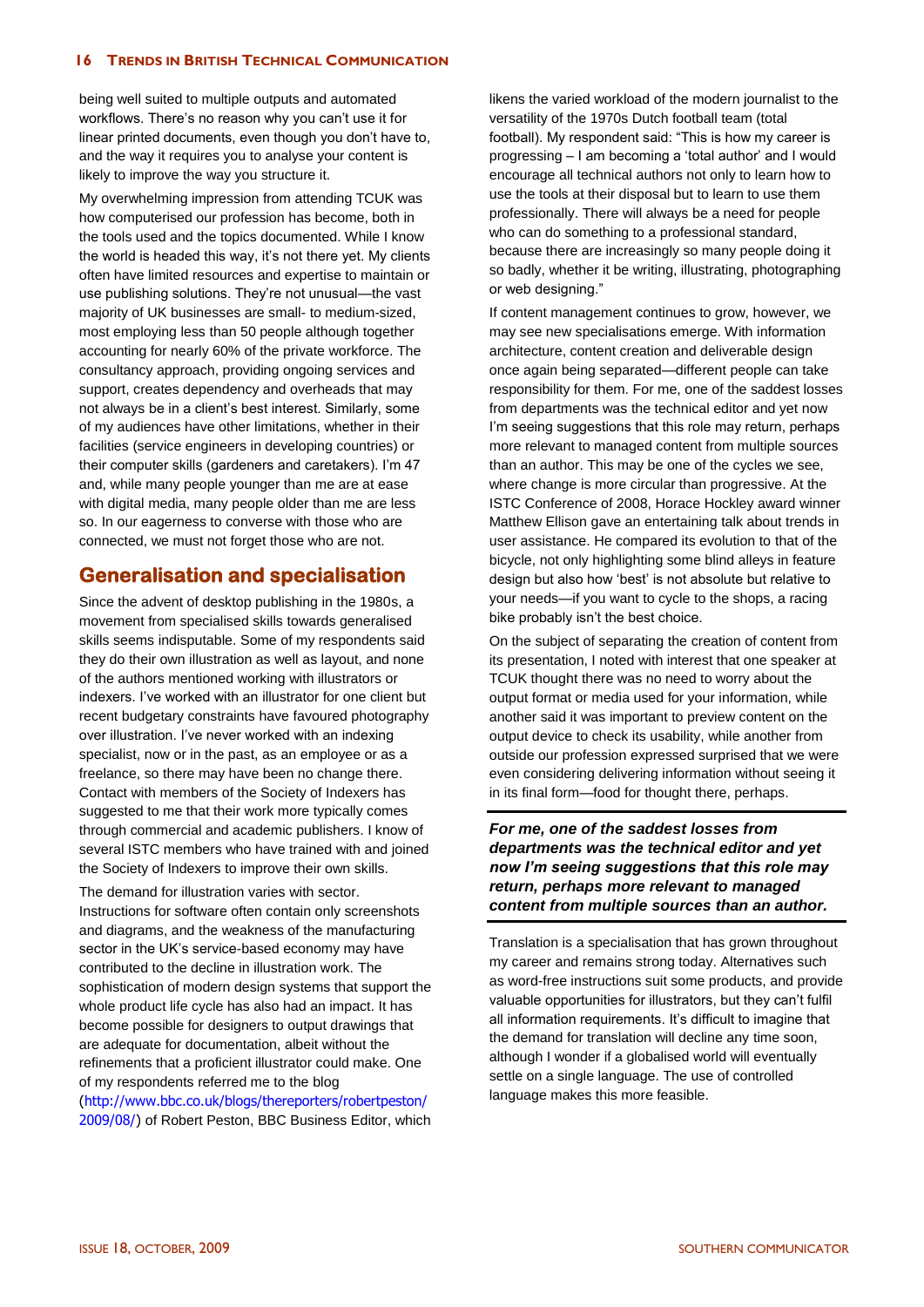being well suited to multiple outputs and automated workflows. There's no reason why you can't use it for linear printed documents, even though you don't have to, and the way it requires you to analyse your content is likely to improve the way you structure it.

My overwhelming impression from attending TCUK was how computerised our profession has become, both in the tools used and the topics documented. While I know the world is headed this way, it's not there yet. My clients often have limited resources and expertise to maintain or use publishing solutions. They're not unusual—the vast majority of UK businesses are small- to medium-sized, most employing less than 50 people although together accounting for nearly 60% of the private workforce. The consultancy approach, providing ongoing services and support, creates dependency and overheads that may not always be in a client's best interest. Similarly, some of my audiences have other limitations, whether in their facilities (service engineers in developing countries) or their computer skills (gardeners and caretakers). I'm 47 and, while many people younger than me are at ease with digital media, many people older than me are less so. In our eagerness to converse with those who are connected, we must not forget those who are not.

## Generalisation and specialisation

Since the advent of desktop publishing in the 1980s, a movement from specialised skills towards generalised skills seems indisputable. Some of my respondents said they do their own illustration as well as layout, and none of the authors mentioned working with illustrators or indexers. I've worked with an illustrator for one client but recent budgetary constraints have favoured photography over illustration. I've never worked with an indexing specialist, now or in the past, as an employee or as a freelance, so there may have been no change there. Contact with members of the Society of Indexers has suggested to me that their work more typically comes through commercial and academic publishers. I know of several ISTC members who have trained with and joined the Society of Indexers to improve their own skills.

The demand for illustration varies with sector. Instructions for software often contain only screenshots and diagrams, and the weakness of the manufacturing sector in the UK's service-based economy may have contributed to the decline in illustration work. The sophistication of modern design systems that support the whole product life cycle has also had an impact. It has become possible for designers to output drawings that are adequate for documentation, albeit without the refinements that a proficient illustrator could make. One of my respondents referred me to the blog (http://www.bbc.co.uk/blogs/thereporters/robertpeston/2009/08/) of Robert Peston, BBC Business Editor, which likens the varied workload of the modern journalist to the versatility of the 1970s Dutch football team (total football). My respondent said: "This is how my career is progressing – I am becoming a 'total author' and I would encourage all technical authors not only to learn how to use the tools at their disposal but to learn to use them professionally. There will always be a need for people who can do something to a professional standard, because there are increasingly so many people doing it so badly, whether it be writing, illustrating, photographing or web designing."

If content management continues to grow, however, we may see new specialisations emerge. With information architecture, content creation and deliverable design once again being separated—different people can take responsibility for them. For me, one of the saddest losses from departments was the technical editor and yet now I'm seeing suggestions that this role may return, perhaps more relevant to managed content from multiple sources than an author. This may be one of the cycles we see, where change is more circular than progressive. At the ISTC Conference of 2008, Horace Hockley award winner Matthew Ellison gave an entertaining talk about trends in user assistance. He compared its evolution to that of the bicycle, not only highlighting some blind alleys in feature design but also how 'best' is not absolute but relative to your needs—if you want to cycle to the shops, a racing bike probably isn't the best choice.

On the subject of separating the creation of content from its presentation, I noted with interest that one speaker at TCUK thought there was no need to worry about the output format or media used for your information, while another said it was important to preview content on the output device to check its usability, while another from outside our profession expressed surprised that we were even considering delivering information without seeing it in its final form—food for thought there, perhaps.

***For me, one of the saddest losses from departments was the technical editor and yet now I'm seeing suggestions that this role may return, perhaps more relevant to managed content from multiple sources than an author.***

Translation is a specialisation that has grown throughout my career and remains strong today. Alternatives such as word-free instructions suit some products, and provide valuable opportunities for illustrators, but they can't fulfil all information requirements. It's difficult to imagine that the demand for translation will decline any time soon, although I wonder if a globalised world will eventually settle on a single language. The use of controlled language makes this more feasible.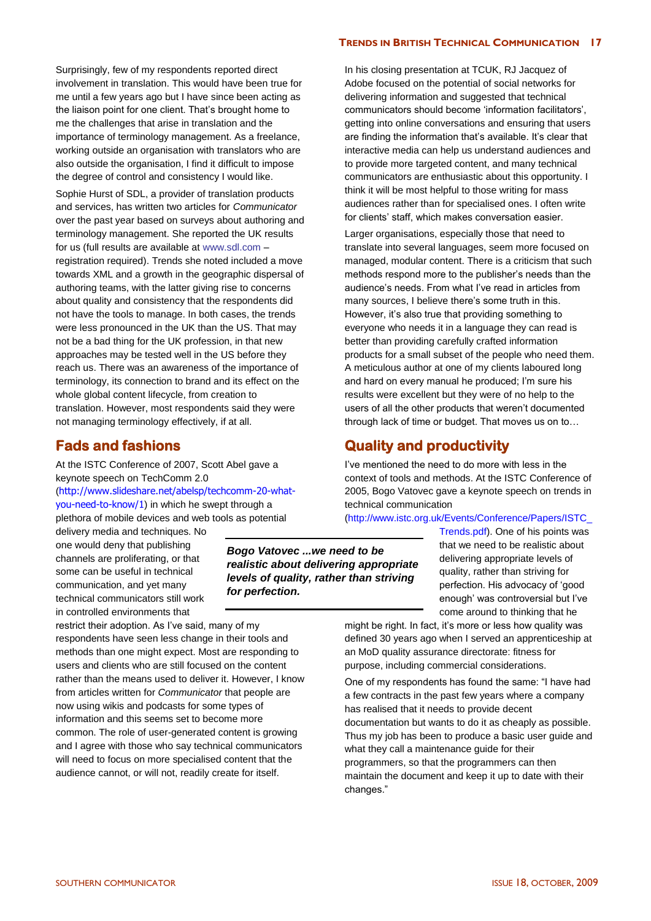Surprisingly, few of my respondents reported direct involvement in translation. This would have been true for me until a few years ago but I have since been acting as the liaison point for one client. That's brought home to me the challenges that arise in translation and the importance of terminology management. As a freelance, working outside an organisation with translators who are also outside the organisation, I find it difficult to impose the degree of control and consistency I would like.

Sophie Hurst of SDL, a provider of translation products and services, has written two articles for *Communicator* over the past year based on surveys about authoring and terminology management. She reported the UK results for us (full results are available at www.sdl.com – registration required). Trends she noted included a move towards XML and a growth in the geographic dispersal of authoring teams, with the latter giving rise to concerns about quality and consistency that the respondents did not have the tools to manage. In both cases, the trends were less pronounced in the UK than the US. That may not be a bad thing for the UK profession, in that new approaches may be tested well in the US before they reach us. There was an awareness of the importance of terminology, its connection to brand and its effect on the whole global content lifecycle, from creation to translation. However, most respondents said they were not managing terminology effectively, if at all.

## Fads and fashions

At the ISTC Conference of 2007, Scott Abel gave a keynote speech on TechComm 2.0 (http://www.slideshare.net/abelsp/techcomm-20-what-you-need-to-know/1) in which he swept through a plethora of mobile devices and web tools as potential delivery media and techniques. No one would deny that publishing channels are proliferating, or that some can be useful in technical communication, and yet many technical communicators still work in controlled environments that restrict their adoption. As I've said, many of my respondents have seen less change in their tools and methods than one might expect. Most are responding to users and clients who are still focused on the content rather than the means used to deliver it. However, I know from articles written for *Communicator* that people are now using wikis and podcasts for some types of information and this seems set to become more common. The role of user-generated content is growing and I agree with those who say technical communicators will need to focus on more specialised content that the audience cannot, or will not, readily create for itself.

In his closing presentation at TCUK, RJ Jacquez of Adobe focused on the potential of social networks for delivering information and suggested that technical communicators should become 'information facilitators', getting into online conversations and ensuring that users are finding the information that's available. It's clear that interactive media can help us understand audiences and to provide more targeted content, and many technical communicators are enthusiastic about this opportunity. I think it will be most helpful to those writing for mass audiences rather than for specialised ones. I often write for clients' staff, which makes conversation easier.

Larger organisations, especially those that need to translate into several languages, seem more focused on managed, modular content. There is a criticism that such methods respond more to the publisher's needs than the audience's needs. From what I've read in articles from many sources, I believe there's some truth in this. However, it's also true that providing something to everyone who needs it in a language they can read is better than providing carefully crafted information products for a small subset of the people who need them. A meticulous author at one of my clients laboured long and hard on every manual he produced; I'm sure his results were excellent but they were of no help to the users of all the other products that weren't documented through lack of time or budget. That moves us on to…

## Quality and productivity

I've mentioned the need to do more with less in the context of tools and methods. At the ISTC Conference of 2005, Bogo Vatovec gave a keynote speech on trends in technical communication (http://www.istc.org.uk/Events/Conference/Papers/ISTC_Trends.pdf). One of his points was that we need to be realistic about delivering appropriate levels of quality, rather than striving for perfection. His advocacy of 'good enough' was controversial but I've come around to thinking that he might be right. In fact, it's more or less how quality was defined 30 years ago when I served an apprenticeship at an MoD quality assurance directorate: fitness for purpose, including commercial considerations.

> ***Bogo Vatovec ...we need to be realistic about delivering appropriate levels of quality, rather than striving for perfection.***

One of my respondents has found the same: "I have had a few contracts in the past few years where a company has realised that it needs to provide decent documentation but wants to do it as cheaply as possible. Thus my job has been to produce a basic user guide and what they call a maintenance guide for their programmers, so that the programmers can then maintain the document and keep it up to date with their changes."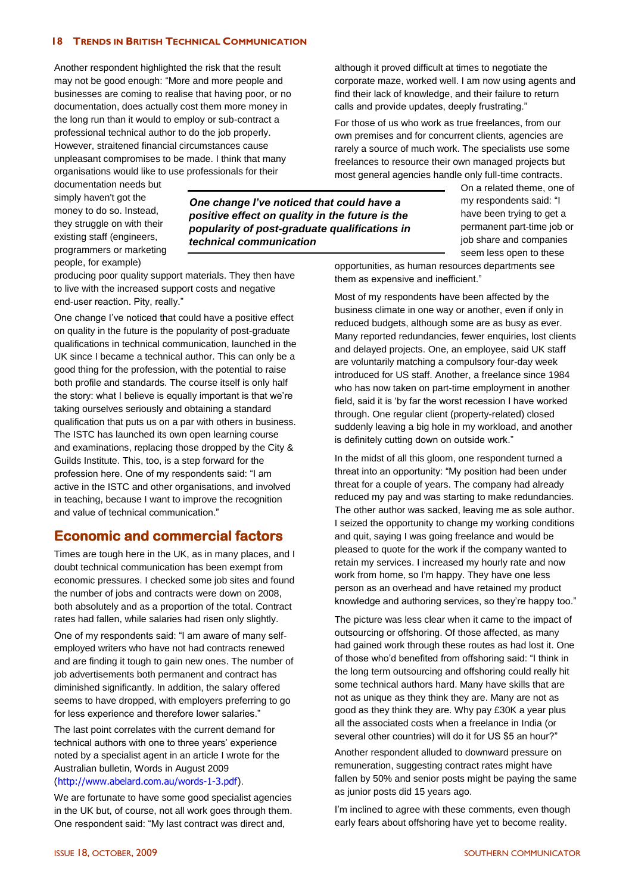Another respondent highlighted the risk that the result may not be good enough: "More and more people and businesses are coming to realise that having poor, or no documentation, does actually cost them more money in the long run than it would to employ or sub-contract a professional technical author to do the job properly. However, straitened financial circumstances cause unpleasant compromises to be made. I think that many organisations would like to use professionals for their documentation needs but simply haven't got the money to do so. Instead, they struggle on with their existing staff (engineers, programmers or marketing people, for example) producing poor quality support materials. They then have to live with the increased support costs and negative end-user reaction. Pity, really."

> ***One change I've noticed that could have a positive effect on quality in the future is the popularity of post-graduate qualifications in technical communication***

One change I've noticed that could have a positive effect on quality in the future is the popularity of post-graduate qualifications in technical communication, launched in the UK since I became a technical author. This can only be a good thing for the profession, with the potential to raise both profile and standards. The course itself is only half the story: what I believe is equally important is that we're taking ourselves seriously and obtaining a standard qualification that puts us on a par with others in business. The ISTC has launched its own open learning course and examinations, replacing those dropped by the City & Guilds Institute. This, too, is a step forward for the profession here. One of my respondents said: "I am active in the ISTC and other organisations, and involved in teaching, because I want to improve the recognition and value of technical communication."

## Economic and commercial factors

Times are tough here in the UK, as in many places, and I doubt technical communication has been exempt from economic pressures. I checked some job sites and found the number of jobs and contracts were down on 2008, both absolutely and as a proportion of the total. Contract rates had fallen, while salaries had risen only slightly.

One of my respondents said: "I am aware of many self-employed writers who have not had contracts renewed and are finding it tough to gain new ones. The number of job advertisements both permanent and contract has diminished significantly. In addition, the salary offered seems to have dropped, with employers preferring to go for less experience and therefore lower salaries."

The last point correlates with the current demand for technical authors with one to three years' experience noted by a specialist agent in an article I wrote for the Australian bulletin, Words in August 2009 (http://www.abelard.com.au/words-1-3.pdf).

We are fortunate to have some good specialist agencies in the UK but, of course, not all work goes through them. One respondent said: "My last contract was direct and, although it proved difficult at times to negotiate the corporate maze, worked well. I am now using agents and find their lack of knowledge, and their failure to return calls and provide updates, deeply frustrating."

For those of us who work as true freelances, from our own premises and for concurrent clients, agencies are rarely a source of much work. The specialists use some freelances to resource their own managed projects but most general agencies handle only full-time contracts.

On a related theme, one of my respondents said: "I have been trying to get a permanent part-time job or job share and companies seem less open to these opportunities, as human resources departments see them as expensive and inefficient."

Most of my respondents have been affected by the business climate in one way or another, even if only in reduced budgets, although some are as busy as ever. Many reported redundancies, fewer enquiries, lost clients and delayed projects. One, an employee, said UK staff are voluntarily matching a compulsory four-day week introduced for US staff. Another, a freelance since 1984 who has now taken on part-time employment in another field, said it is 'by far the worst recession I have worked through. One regular client (property-related) closed suddenly leaving a big hole in my workload, and another is definitely cutting down on outside work."

In the midst of all this gloom, one respondent turned a threat into an opportunity: "My position had been under threat for a couple of years. The company had already reduced my pay and was starting to make redundancies. The other author was sacked, leaving me as sole author. I seized the opportunity to change my working conditions and quit, saying I was going freelance and would be pleased to quote for the work if the company wanted to retain my services. I increased my hourly rate and now work from home, so I'm happy. They have one less person as an overhead and have retained my product knowledge and authoring services, so they're happy too."

The picture was less clear when it came to the impact of outsourcing or offshoring. Of those affected, as many had gained work through these routes as had lost it. One of those who'd benefited from offshoring said: "I think in the long term outsourcing and offshoring could really hit some technical authors hard. Many have skills that are not as unique as they think they are. Many are not as good as they think they are. Why pay £30K a year plus all the associated costs when a freelance in India (or several other countries) will do it for US $5 an hour?"

Another respondent alluded to downward pressure on remuneration, suggesting contract rates might have fallen by 50% and senior posts might be paying the same as junior posts did 15 years ago.

I'm inclined to agree with these comments, even though early fears about offshoring have yet to become reality.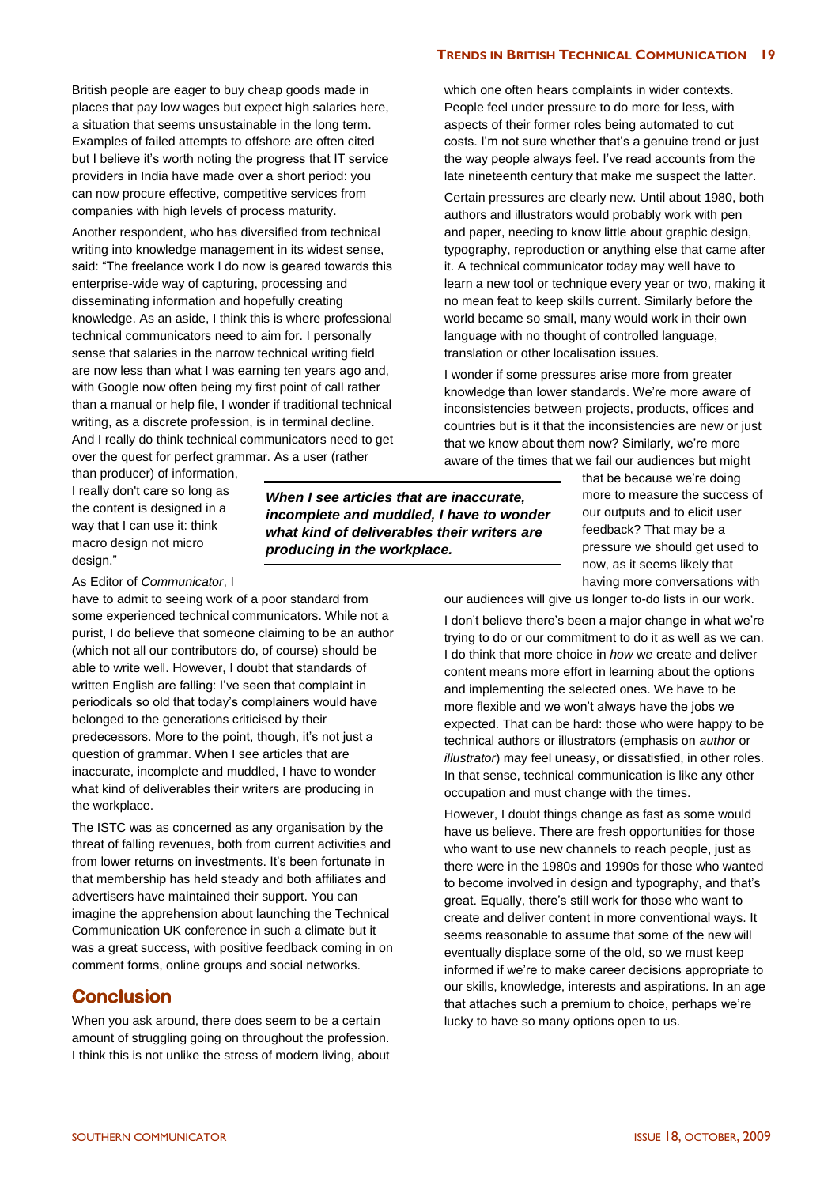British people are eager to buy cheap goods made in places that pay low wages but expect high salaries here, a situation that seems unsustainable in the long term. Examples of failed attempts to offshore are often cited but I believe it's worth noting the progress that IT service providers in India have made over a short period: you can now procure effective, competitive services from companies with high levels of process maturity.

Another respondent, who has diversified from technical writing into knowledge management in its widest sense, said: "The freelance work I do now is geared towards this enterprise-wide way of capturing, processing and disseminating information and hopefully creating knowledge. As an aside, I think this is where professional technical communicators need to aim for. I personally sense that salaries in the narrow technical writing field are now less than what I was earning ten years ago and, with Google now often being my first point of call rather than a manual or help file, I wonder if traditional technical writing, as a discrete profession, is in terminal decline. And I really do think technical communicators need to get over the quest for perfect grammar. As a user (rather than producer) of information, I really don't care so long as the content is designed in a way that I can use it: think macro design not micro design."

As Editor of *Communicator*, I have to admit to seeing work of a poor standard from some experienced technical communicators. While not a purist, I do believe that someone claiming to be an author (which not all our contributors do, of course) should be able to write well. However, I doubt that standards of written English are falling: I've seen that complaint in periodicals so old that today's complainers would have belonged to the generations criticised by their predecessors. More to the point, though, it's not just a question of grammar. When I see articles that are inaccurate, incomplete and muddled, I have to wonder what kind of deliverables their writers are producing in the workplace.

> ***When I see articles that are inaccurate, incomplete and muddled, I have to wonder what kind of deliverables their writers are producing in the workplace.***

The ISTC was as concerned as any organisation by the threat of falling revenues, both from current activities and from lower returns on investments. It's been fortunate in that membership has held steady and both affiliates and advertisers have maintained their support. You can imagine the apprehension about launching the Technical Communication UK conference in such a climate but it was a great success, with positive feedback coming in on comment forms, online groups and social networks.

## Conclusion

When you ask around, there does seem to be a certain amount of struggling going on throughout the profession. I think this is not unlike the stress of modern living, about which one often hears complaints in wider contexts. People feel under pressure to do more for less, with aspects of their former roles being automated to cut costs. I'm not sure whether that's a genuine trend or just the way people always feel. I've read accounts from the late nineteenth century that make me suspect the latter.

Certain pressures are clearly new. Until about 1980, both authors and illustrators would probably work with pen and paper, needing to know little about graphic design, typography, reproduction or anything else that came after it. A technical communicator today may well have to learn a new tool or technique every year or two, making it no mean feat to keep skills current. Similarly before the world became so small, many would work in their own language with no thought of controlled language, translation or other localisation issues.

I wonder if some pressures arise more from greater knowledge than lower standards. We're more aware of inconsistencies between projects, products, offices and countries but is it that the inconsistencies are new or just that we know about them now? Similarly, we're more aware of the times that we fail our audiences but might that be because we're doing more to measure the success of our outputs and to elicit user feedback? That may be a pressure we should get used to now, as it seems likely that having more conversations with our audiences will give us longer to-do lists in our work.

I don't believe there's been a major change in what we're trying to do or our commitment to do it as well as we can. I do think that more choice in *how* we create and deliver content means more effort in learning about the options and implementing the selected ones. We have to be more flexible and we won't always have the jobs we expected. That can be hard: those who were happy to be technical authors or illustrators (emphasis on *author* or *illustrator*) may feel uneasy, or dissatisfied, in other roles. In that sense, technical communication is like any other occupation and must change with the times.

However, I doubt things change as fast as some would have us believe. There are fresh opportunities for those who want to use new channels to reach people, just as there were in the 1980s and 1990s for those who wanted to become involved in design and typography, and that's great. Equally, there's still work for those who want to create and deliver content in more conventional ways. It seems reasonable to assume that some of the new will eventually displace some of the old, so we must keep informed if we're to make career decisions appropriate to our skills, knowledge, interests and aspirations. In an age that attaches such a premium to choice, perhaps we're lucky to have so many options open to us.